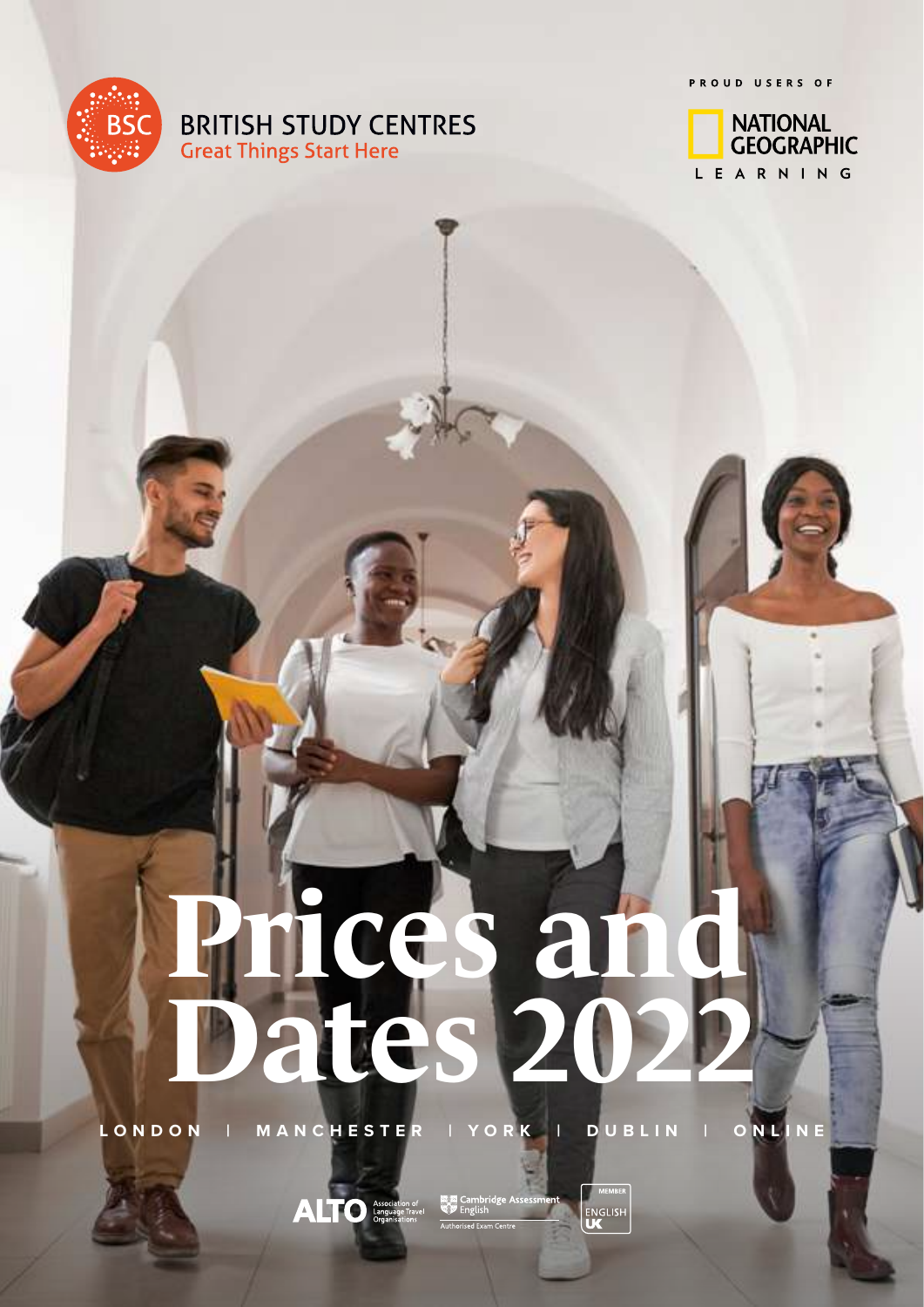BRITISH STUDY CENTRES

Great Things Start Here

PROUD USERS OF

NATIONAL GEOGRAPHIC LEARNING

# Prices and Dates 2022

LONDON | MANCHESTER | YORK | DUBLIN | ONLINE

ALTO Association of Language Travel Organisations

Cambridge Assessment English Authorised Exam Centre

MEMBER ENGLISH UK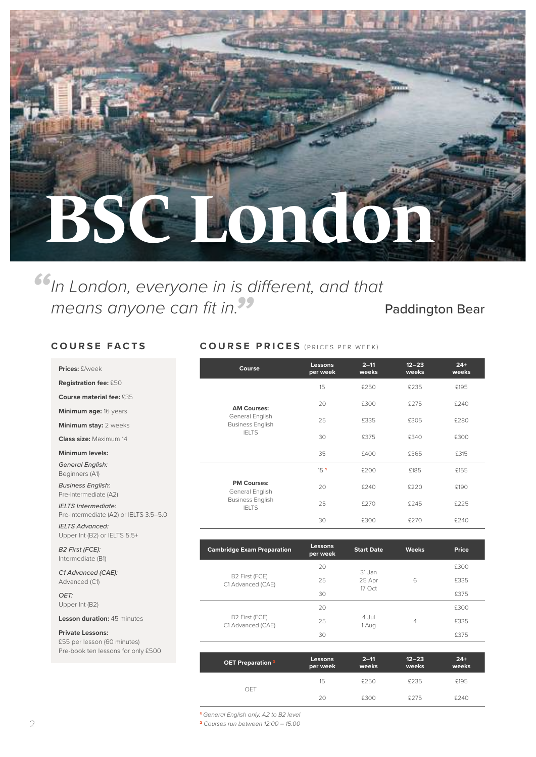# BSC London

> *In London, everyone in is different, and that means anyone can fit in.*
>
> Paddington Bear

## COURSE FACTS

**Prices:** £/week

**Registration fee:** £50

**Course material fee:** £35

**Minimum age:** 16 years

**Minimum stay:** 2 weeks

**Class size:** Maximum 14

**Minimum levels:**

*General English:*
Beginners (A1)

*Business English:*
Pre-Intermediate (A2)

*IELTS Intermediate:*
Pre-Intermediate (A2) or IELTS 3.5–5.0

*IELTS Advanced:*
Upper Int (B2) or IELTS 5.5+

*B2 First (FCE):*
Intermediate (B1)

*C1 Advanced (CAE):*
Advanced (C1)

*OET:*
Upper Int (B2)

**Lesson duration:** 45 minutes

**Private Lessons:**
£55 per lesson (60 minutes)
Pre-book ten lessons for only £500

## COURSE PRICES (PRICES PER WEEK)

| Course | Lessons per week | 2–11 weeks | 12–23 weeks | 24+ weeks |
|---|---|---|---|---|
| **AM Courses:** General English, Business English, IELTS | 15 | £250 | £235 | £195 |
| | 20 | £300 | £275 | £240 |
| | 25 | £335 | £305 | £280 |
| | 30 | £375 | £340 | £300 |
| | 35 | £400 | £365 | £315 |
| **PM Courses:** General English, Business English, IELTS | 15 [1] | £200 | £185 | £155 |
| | 20 | £240 | £220 | £190 |
| | 25 | £270 | £245 | £225 |
| | 30 | £300 | £270 | £240 |

| Cambridge Exam Preparation | Lessons per week | Start Date | Weeks | Price |
|---|---|---|---|---|
| B2 First (FCE), C1 Advanced (CAE) | 20 | 31 Jan, 25 Apr, 17 Oct | 6 | £300 |
| | 25 | | | £335 |
| | 30 | | | £375 |
| B2 First (FCE), C1 Advanced (CAE) | 20 | 4 Jul, 1 Aug | 4 | £300 |
| | 25 | | | £335 |
| | 30 | | | £375 |

| OET Preparation [2] | Lessons per week | 2–11 weeks | 12–23 weeks | 24+ weeks |
|---|---|---|---|---|
| OET | 15 | £250 | £235 | £195 |
| | 20 | £300 | £275 | £240 |

[1] *General English only, A2 to B2 level*

[2] *Courses run between 12:00 – 15:00*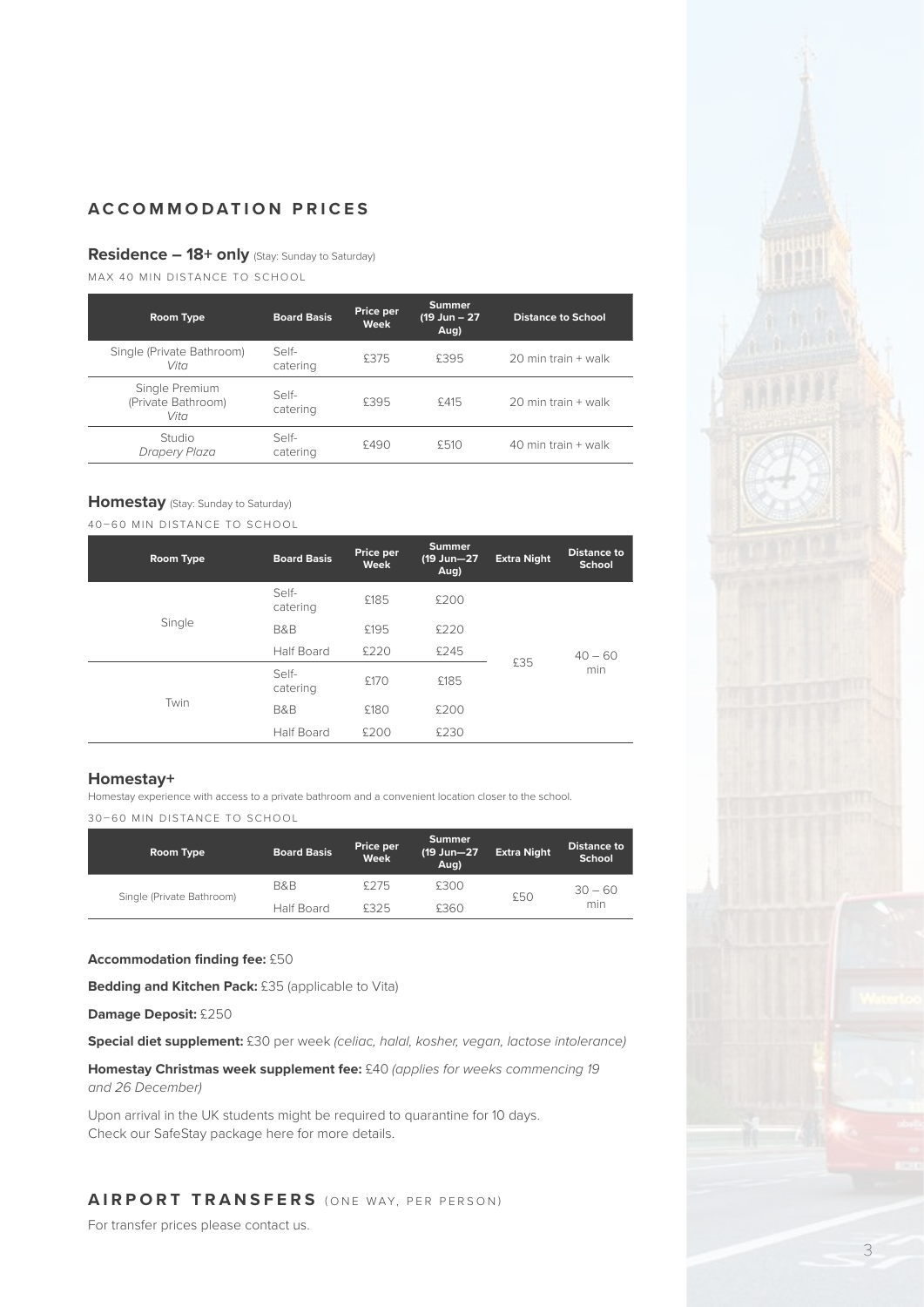## ACCOMMODATION PRICES

### Residence – 18+ only (Stay: Sunday to Saturday)

MAX 40 MIN DISTANCE TO SCHOOL

| Room Type | Board Basis | Price per Week | Summer (19 Jun – 27 Aug) | Distance to School |
|---|---|---|---|---|
| Single (Private Bathroom) *Vita* | Self-catering | £375 | £395 | 20 min train + walk |
| Single Premium (Private Bathroom) *Vita* | Self-catering | £395 | £415 | 20 min train + walk |
| Studio *Drapery Plaza* | Self-catering | £490 | £510 | 40 min train + walk |

### Homestay (Stay: Sunday to Saturday)

40–60 MIN DISTANCE TO SCHOOL

| Room Type | Board Basis | Price per Week | Summer (19 Jun—27 Aug) | Extra Night | Distance to School |
|---|---|---|---|---|---|
| Single | Self-catering | £185 | £200 | £35 | 40 – 60 min |
| | B&B | £195 | £220 | | |
| | Half Board | £220 | £245 | | |
| Twin | Self-catering | £170 | £185 | | |
| | B&B | £180 | £200 | | |
| | Half Board | £200 | £230 | | |

### Homestay+

Homestay experience with access to a private bathroom and a convenient location closer to the school.

30–60 MIN DISTANCE TO SCHOOL

| Room Type | Board Basis | Price per Week | Summer (19 Jun—27 Aug) | Extra Night | Distance to School |
|---|---|---|---|---|---|
| Single (Private Bathroom) | B&B | £275 | £300 | £50 | 30 – 60 min |
| | Half Board | £325 | £360 | | |

**Accommodation finding fee:** £50

**Bedding and Kitchen Pack:** £35 (applicable to Vita)

**Damage Deposit:** £250

**Special diet supplement:** £30 per week *(celiac, halal, kosher, vegan, lactose intolerance)*

**Homestay Christmas week supplement fee:** £40 *(applies for weeks commencing 19 and 26 December)*

Upon arrival in the UK students might be required to quarantine for 10 days. Check our SafeStay package here for more details.

## AIRPORT TRANSFERS (ONE WAY, PER PERSON)

For transfer prices please contact us.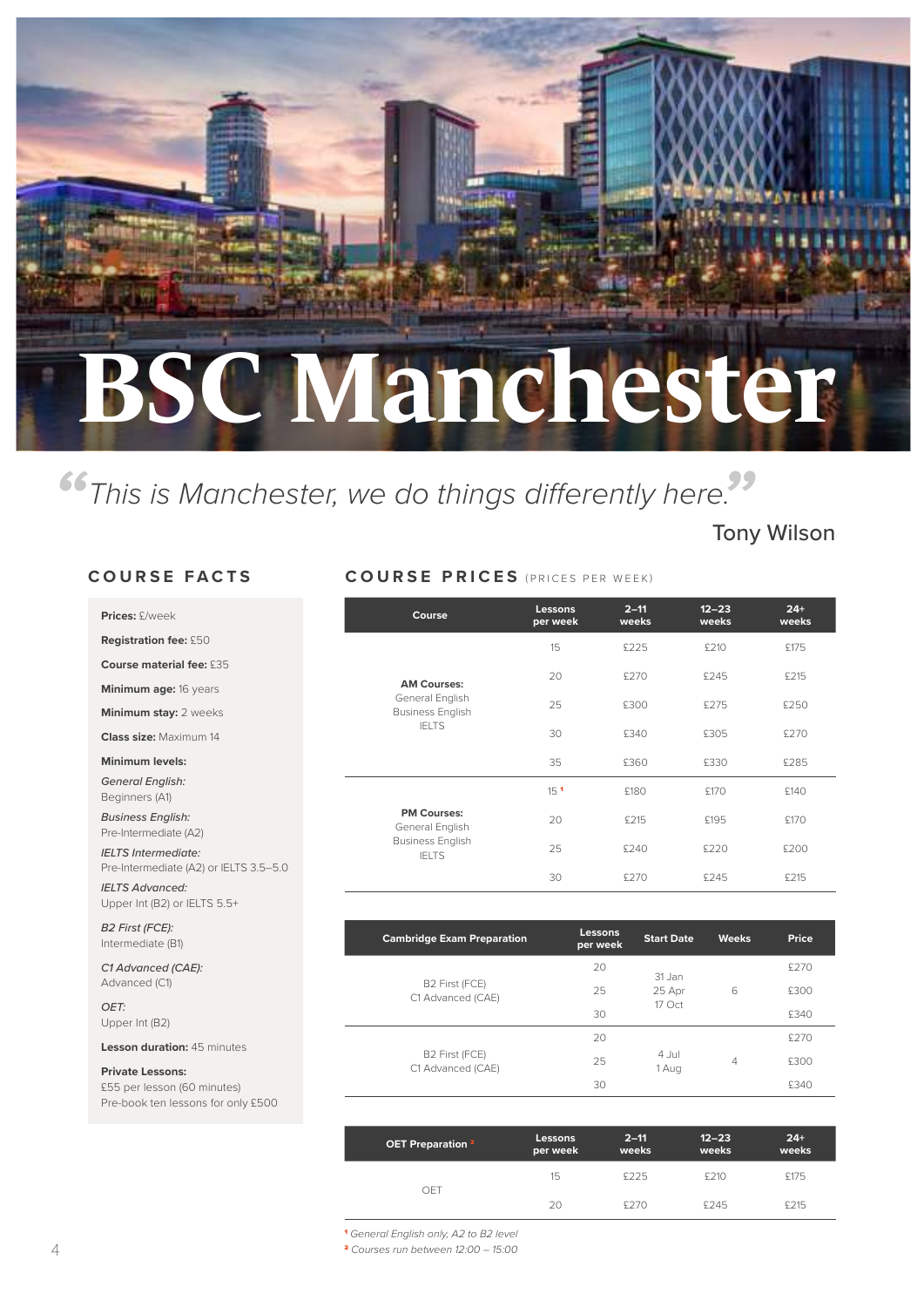# BSC Manchester

> *"This is Manchester, we do things differently here."*
>
> Tony Wilson

## COURSE FACTS

**Prices:** £/week

**Registration fee:** £50

**Course material fee:** £35

**Minimum age:** 16 years

**Minimum stay:** 2 weeks

**Class size:** Maximum 14

**Minimum levels:**

*General English:*
Beginners (A1)

*Business English:*
Pre-Intermediate (A2)

*IELTS Intermediate:*
Pre-Intermediate (A2) or IELTS 3.5–5.0

*IELTS Advanced:*
Upper Int (B2) or IELTS 5.5+

*B2 First (FCE):*
Intermediate (B1)

*C1 Advanced (CAE):*
Advanced (C1)

*OET:*
Upper Int (B2)

**Lesson duration:** 45 minutes

**Private Lessons:**
£55 per lesson (60 minutes)
Pre-book ten lessons for only £500

## COURSE PRICES (PRICES PER WEEK)

| Course | Lessons per week | 2–11 weeks | 12–23 weeks | 24+ weeks |
|---|---|---|---|---|
| **AM Courses:** General English, Business English, IELTS | 15 | £225 | £210 | £175 |
| | 20 | £270 | £245 | £215 |
| | 25 | £300 | £275 | £250 |
| | 30 | £340 | £305 | £270 |
| | 35 | £360 | £330 | £285 |
| **PM Courses:** General English, Business English, IELTS | 15 [1] | £180 | £170 | £140 |
| | 20 | £215 | £195 | £170 |
| | 25 | £240 | £220 | £200 |
| | 30 | £270 | £245 | £215 |

| Cambridge Exam Preparation | Lessons per week | Start Date | Weeks | Price |
|---|---|---|---|---|
| B2 First (FCE), C1 Advanced (CAE) | 20 | 31 Jan, 25 Apr, 17 Oct | 6 | £270 |
| | 25 | | | £300 |
| | 30 | | | £340 |
| B2 First (FCE), C1 Advanced (CAE) | 20 | 4 Jul, 1 Aug | 4 | £270 |
| | 25 | | | £300 |
| | 30 | | | £340 |

| OET Preparation [2] | Lessons per week | 2–11 weeks | 12–23 weeks | 24+ weeks |
|---|---|---|---|---|
| OET | 15 | £225 | £210 | £175 |
| | 20 | £270 | £245 | £215 |

[1] *General English only, A2 to B2 level*

[2] *Courses run between 12:00 – 15:00*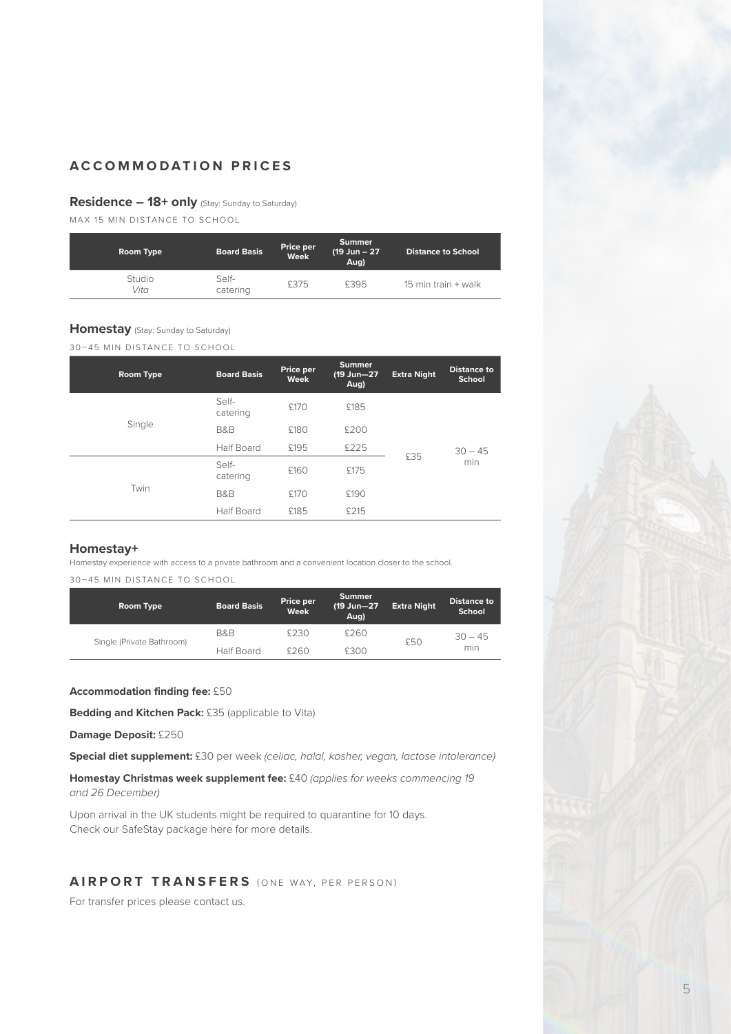## ACCOMMODATION PRICES

### Residence – 18+ only (Stay: Sunday to Saturday)

MAX 15 MIN DISTANCE TO SCHOOL

| Room Type | Board Basis | Price per Week | Summer (19 Jun – 27 Aug) | Distance to School |
|---|---|---|---|---|
| Studio *Vita* | Self-catering | £375 | £395 | 15 min train + walk |

### Homestay (Stay: Sunday to Saturday)

30–45 MIN DISTANCE TO SCHOOL

| Room Type | Board Basis | Price per Week | Summer (19 Jun—27 Aug) | Extra Night | Distance to School |
|---|---|---|---|---|---|
| Single | Self-catering | £170 | £185 | £35 | 30 – 45 min |
| | B&B | £180 | £200 | | |
| | Half Board | £195 | £225 | | |
| Twin | Self-catering | £160 | £175 | | |
| | B&B | £170 | £190 | | |
| | Half Board | £185 | £215 | | |

### Homestay+

Homestay experience with access to a private bathroom and a convenient location closer to the school.

30–45 MIN DISTANCE TO SCHOOL

| Room Type | Board Basis | Price per Week | Summer (19 Jun—27 Aug) | Extra Night | Distance to School |
|---|---|---|---|---|---|
| Single (Private Bathroom) | B&B | £230 | £260 | £50 | 30 – 45 min |
| | Half Board | £260 | £300 | | |

**Accommodation finding fee:** £50

**Bedding and Kitchen Pack:** £35 (applicable to Vita)

**Damage Deposit:** £250

**Special diet supplement:** £30 per week *(celiac, halal, kosher, vegan, lactose intolerance)*

**Homestay Christmas week supplement fee:** £40 *(applies for weeks commencing 19 and 26 December)*

Upon arrival in the UK students might be required to quarantine for 10 days.
Check our SafeStay package here for more details.

## AIRPORT TRANSFERS (ONE WAY, PER PERSON)

For transfer prices please contact us.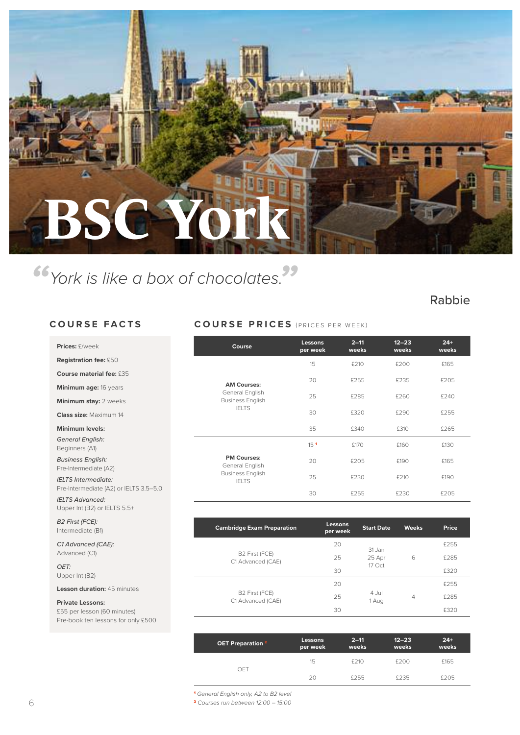# BSC York

*"York is like a box of chocolates."*

Rabbie

## COURSE FACTS

**Prices:** £/week

**Registration fee:** £50

**Course material fee:** £35

**Minimum age:** 16 years

**Minimum stay:** 2 weeks

**Class size:** Maximum 14

**Minimum levels:**

*General English:*
Beginners (A1)

*Business English:*
Pre-Intermediate (A2)

*IELTS Intermediate:*
Pre-Intermediate (A2) or IELTS 3.5–5.0

*IELTS Advanced:*
Upper Int (B2) or IELTS 5.5+

*B2 First (FCE):*
Intermediate (B1)

*C1 Advanced (CAE):*
Advanced (C1)

*OET:*
Upper Int (B2)

**Lesson duration:** 45 minutes

**Private Lessons:**
£55 per lesson (60 minutes)
Pre-book ten lessons for only £500

## COURSE PRICES (PRICES PER WEEK)

| Course | Lessons per week | 2–11 weeks | 12–23 weeks | 24+ weeks |
|---|---|---|---|---|
| **AM Courses:** General English, Business English, IELTS | 15 | £210 | £200 | £165 |
| | 20 | £255 | £235 | £205 |
| | 25 | £285 | £260 | £240 |
| | 30 | £320 | £290 | £255 |
| | 35 | £340 | £310 | £265 |
| **PM Courses:** General English, Business English, IELTS | 15 [1] | £170 | £160 | £130 |
| | 20 | £205 | £190 | £165 |
| | 25 | £230 | £210 | £190 |
| | 30 | £255 | £230 | £205 |

| Cambridge Exam Preparation | Lessons per week | Start Date | Weeks | Price |
|---|---|---|---|---|
| B2 First (FCE), C1 Advanced (CAE) | 20 | 31 Jan, 25 Apr, 17 Oct | 6 | £255 |
| | 25 | | | £285 |
| | 30 | | | £320 |
| B2 First (FCE), C1 Advanced (CAE) | 20 | 4 Jul, 1 Aug | 4 | £255 |
| | 25 | | | £285 |
| | 30 | | | £320 |

| OET Preparation [2] | Lessons per week | 2–11 weeks | 12–23 weeks | 24+ weeks |
|---|---|---|---|---|
| OET | 15 | £210 | £200 | £165 |
| | 20 | £255 | £235 | £205 |

[1] *General English only, A2 to B2 level*

[2] *Courses run between 12:00 – 15:00*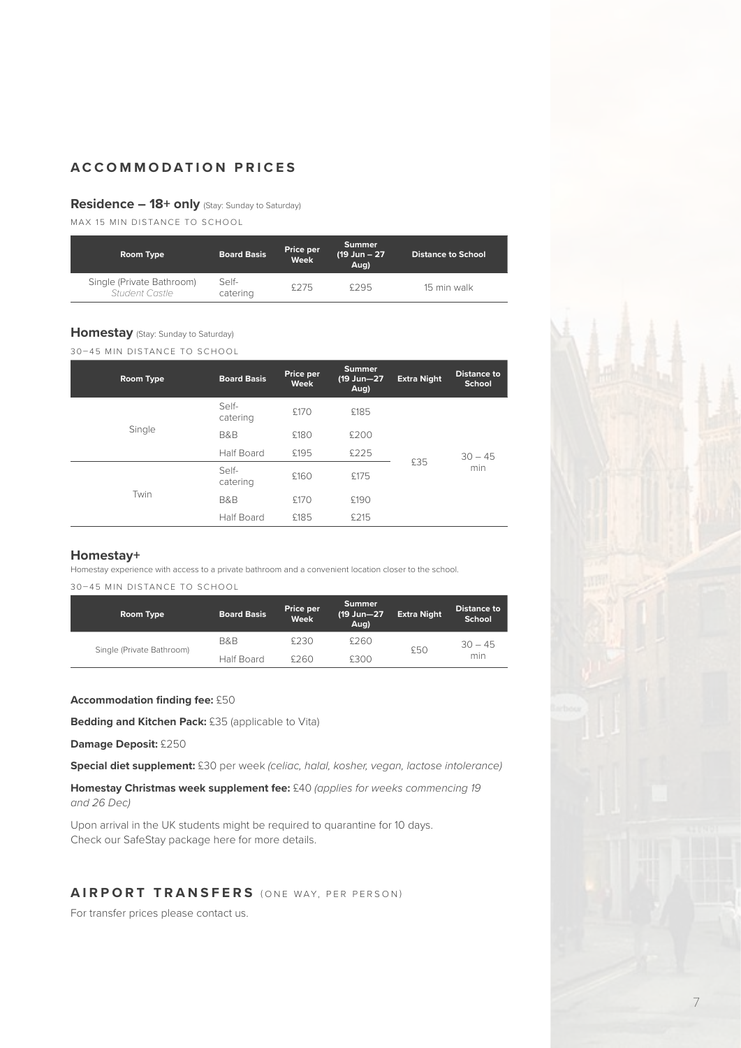## ACCOMMODATION PRICES

### Residence – 18+ only (Stay: Sunday to Saturday)

MAX 15 MIN DISTANCE TO SCHOOL

| Room Type | Board Basis | Price per Week | Summer (19 Jun – 27 Aug) | Distance to School |
|---|---|---|---|---|
| Single (Private Bathroom) *Student Castle* | Self-catering | £275 | £295 | 15 min walk |

### Homestay (Stay: Sunday to Saturday)

30–45 MIN DISTANCE TO SCHOOL

| Room Type | Board Basis | Price per Week | Summer (19 Jun—27 Aug) | Extra Night | Distance to School |
|---|---|---|---|---|---|
| Single | Self-catering | £170 | £185 | £35 | 30 – 45 min |
| | B&B | £180 | £200 | | |
| | Half Board | £195 | £225 | | |
| Twin | Self-catering | £160 | £175 | | |
| | B&B | £170 | £190 | | |
| | Half Board | £185 | £215 | | |

### Homestay+

Homestay experience with access to a private bathroom and a convenient location closer to the school.

30–45 MIN DISTANCE TO SCHOOL

| Room Type | Board Basis | Price per Week | Summer (19 Jun—27 Aug) | Extra Night | Distance to School |
|---|---|---|---|---|---|
| Single (Private Bathroom) | B&B | £230 | £260 | £50 | 30 – 45 min |
| | Half Board | £260 | £300 | | |

**Accommodation finding fee:** £50

**Bedding and Kitchen Pack:** £35 (applicable to Vita)

**Damage Deposit:** £250

**Special diet supplement:** £30 per week *(celiac, halal, kosher, vegan, lactose intolerance)*

**Homestay Christmas week supplement fee:** £40 *(applies for weeks commencing 19 and 26 Dec)*

Upon arrival in the UK students might be required to quarantine for 10 days.
Check our SafeStay package here for more details.

## AIRPORT TRANSFERS (ONE WAY, PER PERSON)

For transfer prices please contact us.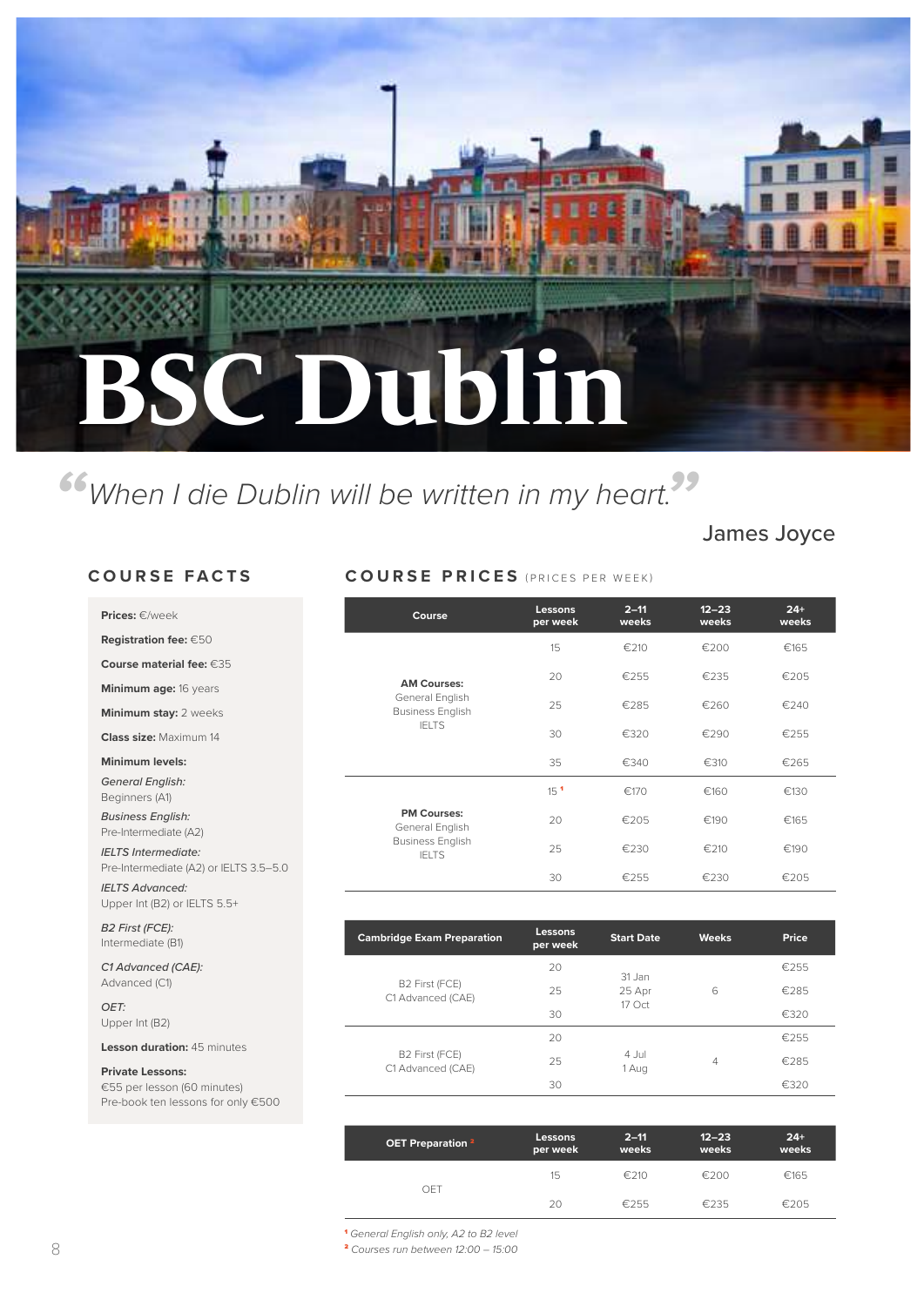# BSC Dublin

*"When I die Dublin will be written in my heart."*

James Joyce

## COURSE FACTS

**Prices:** €/week

**Registration fee:** €50

**Course material fee:** €35

**Minimum age:** 16 years

**Minimum stay:** 2 weeks

**Class size:** Maximum 14

**Minimum levels:**

*General English:*
Beginners (A1)

*Business English:*
Pre-Intermediate (A2)

*IELTS Intermediate:*
Pre-Intermediate (A2) or IELTS 3.5–5.0

*IELTS Advanced:*
Upper Int (B2) or IELTS 5.5+

*B2 First (FCE):*
Intermediate (B1)

*C1 Advanced (CAE):*
Advanced (C1)

*OET:*
Upper Int (B2)

**Lesson duration:** 45 minutes

**Private Lessons:**
€55 per lesson (60 minutes)
Pre-book ten lessons for only €500

## COURSE PRICES (PRICES PER WEEK)

| Course | Lessons per week | 2–11 weeks | 12–23 weeks | 24+ weeks |
|---|---|---|---|---|
| **AM Courses:** General English, Business English, IELTS | 15 | €210 | €200 | €165 |
| | 20 | €255 | €235 | €205 |
| | 25 | €285 | €260 | €240 |
| | 30 | €320 | €290 | €255 |
| | 35 | €340 | €310 | €265 |
| **PM Courses:** General English, Business English, IELTS | 15 [1] | €170 | €160 | €130 |
| | 20 | €205 | €190 | €165 |
| | 25 | €230 | €210 | €190 |
| | 30 | €255 | €230 | €205 |

| Cambridge Exam Preparation | Lessons per week | Start Date | Weeks | Price |
|---|---|---|---|---|
| B2 First (FCE), C1 Advanced (CAE) | 20 | 31 Jan, 25 Apr, 17 Oct | 6 | €255 |
| | 25 | | | €285 |
| | 30 | | | €320 |
| B2 First (FCE), C1 Advanced (CAE) | 20 | 4 Jul, 1 Aug | 4 | €255 |
| | 25 | | | €285 |
| | 30 | | | €320 |

| OET Preparation [2] | Lessons per week | 2–11 weeks | 12–23 weeks | 24+ weeks |
|---|---|---|---|---|
| OET | 15 | €210 | €200 | €165 |
| | 20 | €255 | €235 | €205 |

[1] *General English only, A2 to B2 level*

[2] *Courses run between 12:00 – 15:00*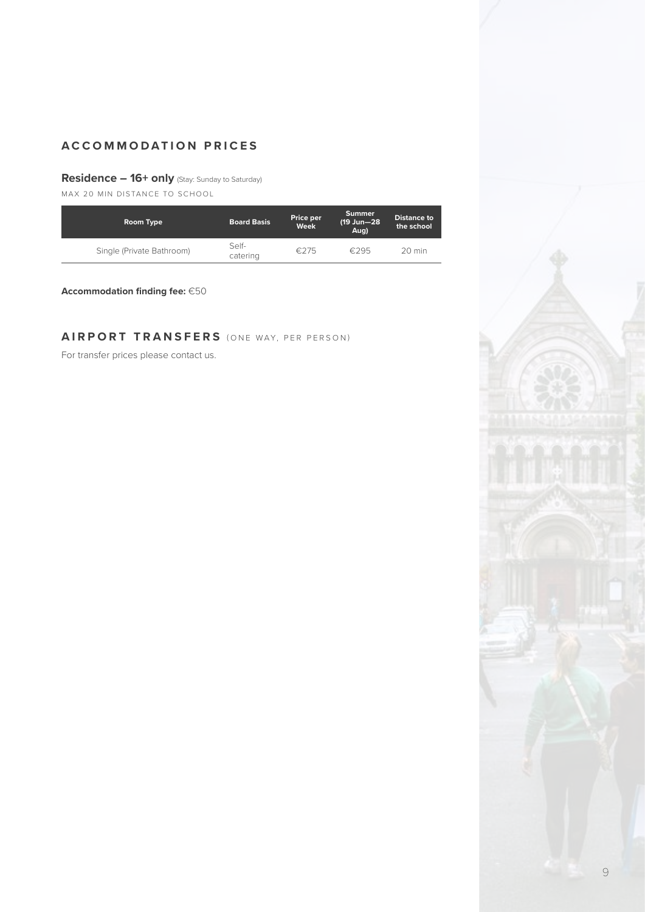## ACCOMMODATION PRICES

### Residence – 16+ only (Stay: Sunday to Saturday)

MAX 20 MIN DISTANCE TO SCHOOL

| Room Type | Board Basis | Price per Week | Summer (19 Jun—28 Aug) | Distance to the school |
|---|---|---|---|---|
| Single (Private Bathroom) | Self-catering | €275 | €295 | 20 min |

**Accommodation finding fee:** €50

## AIRPORT TRANSFERS (ONE WAY, PER PERSON)

For transfer prices please contact us.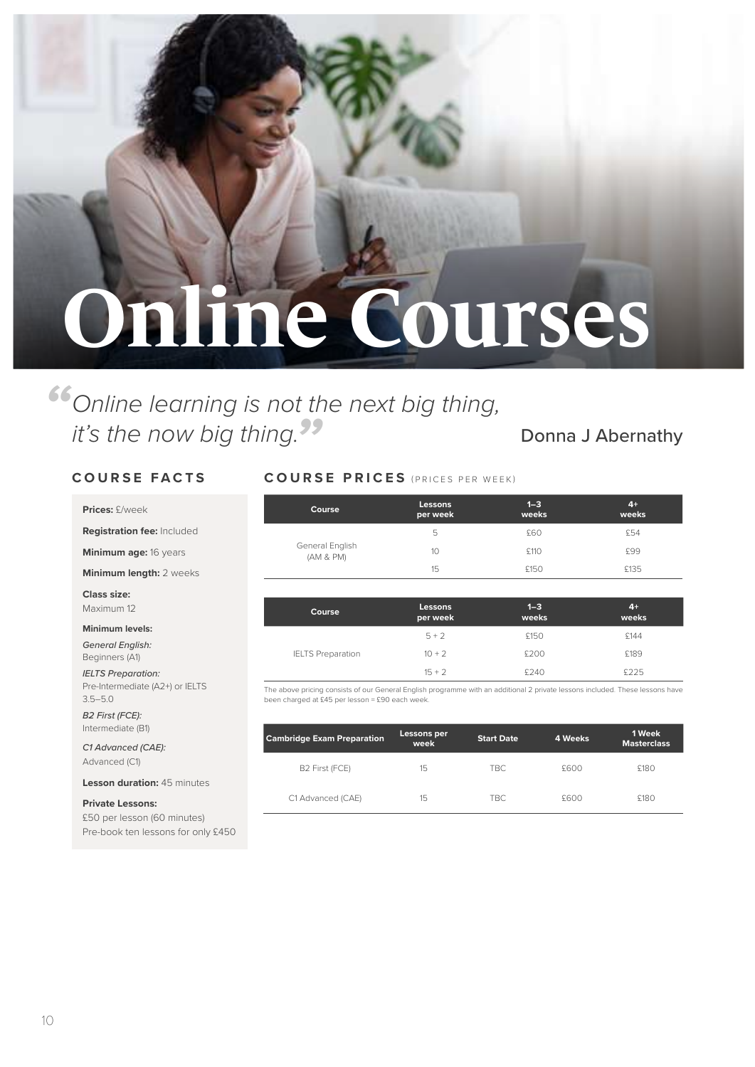# Online Courses

> *Online learning is not the next big thing, it's the now big thing.*
>
> Donna J Abernathy

## COURSE FACTS

**Prices:** £/week

**Registration fee:** Included

**Minimum age:** 16 years

**Minimum length:** 2 weeks

**Class size:**
Maximum 12

**Minimum levels:**

*General English:*
Beginners (A1)

*IELTS Preparation:*
Pre-Intermediate (A2+) or IELTS 3.5–5.0

*B2 First (FCE):*
Intermediate (B1)

*C1 Advanced (CAE):*
Advanced (C1)

**Lesson duration:** 45 minutes

**Private Lessons:**
£50 per lesson (60 minutes)
Pre-book ten lessons for only £450

## COURSE PRICES (PRICES PER WEEK)

| Course | Lessons per week | 1–3 weeks | 4+ weeks |
|---|---|---|---|
| General English (AM & PM) | 5 | £60 | £54 |
| | 10 | £110 | £99 |
| | 15 | £150 | £135 |

| Course | Lessons per week | 1–3 weeks | 4+ weeks |
|---|---|---|---|
| IELTS Preparation | 5 + 2 | £150 | £144 |
| | 10 + 2 | £200 | £189 |
| | 15 + 2 | £240 | £225 |

The above pricing consists of our General English programme with an additional 2 private lessons included. These lessons have been charged at £45 per lesson = £90 each week.

| Cambridge Exam Preparation | Lessons per week | Start Date | 4 Weeks | 1 Week Masterclass |
|---|---|---|---|---|
| B2 First (FCE) | 15 | TBC | £600 | £180 |
| C1 Advanced (CAE) | 15 | TBC | £600 | £180 |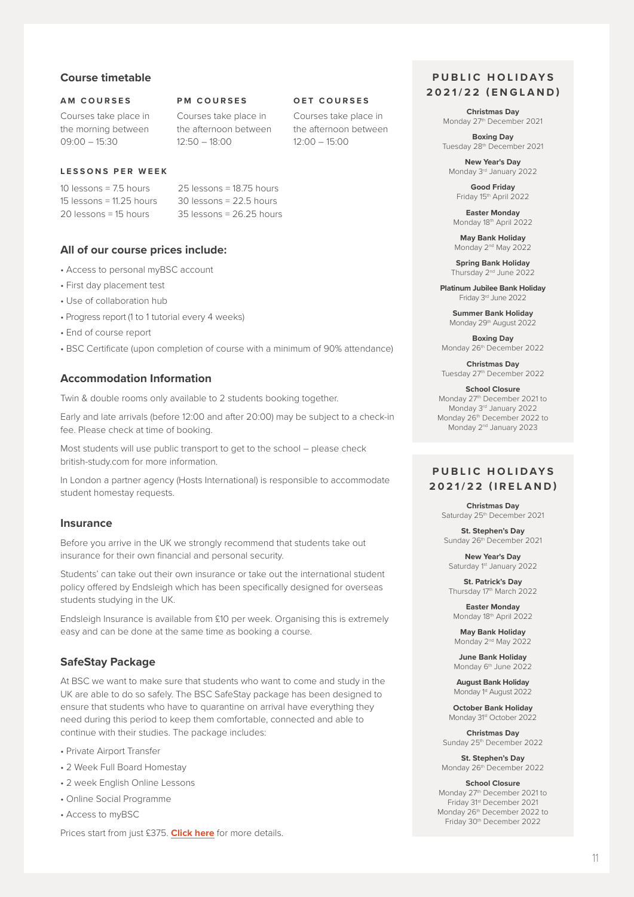## Course timetable

**AM COURSES**

Courses take place in the morning between 09:00 – 15:30

**PM COURSES**

Courses take place in the afternoon between 12:50 – 18:00

**OET COURSES**

Courses take place in the afternoon between 12:00 – 15:00

**LESSONS PER WEEK**

10 lessons = 7.5 hours
15 lessons = 11.25 hours
20 lessons = 15 hours
25 lessons = 18.75 hours
30 lessons = 22.5 hours
35 lessons = 26.25 hours

## All of our course prices include:

- Access to personal myBSC account
- First day placement test
- Use of collaboration hub
- Progress report (1 to 1 tutorial every 4 weeks)
- End of course report
- BSC Certificate (upon completion of course with a minimum of 90% attendance)

## Accommodation Information

Twin & double rooms only available to 2 students booking together.

Early and late arrivals (before 12:00 and after 20:00) may be subject to a check-in fee. Please check at time of booking.

Most students will use public transport to get to the school – please check british-study.com for more information.

In London a partner agency (Hosts International) is responsible to accommodate student homestay requests.

## Insurance

Before you arrive in the UK we strongly recommend that students take out insurance for their own financial and personal security.

Students' can take out their own insurance or take out the international student policy offered by Endsleigh which has been specifically designed for overseas students studying in the UK.

Endsleigh Insurance is available from £10 per week. Organising this is extremely easy and can be done at the same time as booking a course.

## SafeStay Package

At BSC we want to make sure that students who want to come and study in the UK are able to do so safely. The BSC SafeStay package has been designed to ensure that students who have to quarantine on arrival have everything they need during this period to keep them comfortable, connected and able to continue with their studies. The package includes:

- Private Airport Transfer
- 2 Week Full Board Homestay
- 2 week English Online Lessons
- Online Social Programme
- Access to myBSC

Prices start from just £375. **Click here** for more details.

## PUBLIC HOLIDAYS 2021/22 (ENGLAND)

**Christmas Day**
Monday 27th December 2021

**Boxing Day**
Tuesday 28th December 2021

**New Year's Day**
Monday 3rd January 2022

**Good Friday**
Friday 15th April 2022

**Easter Monday**
Monday 18th April 2022

**May Bank Holiday**
Monday 2nd May 2022

**Spring Bank Holiday**
Thursday 2nd June 2022

**Platinum Jubilee Bank Holiday**
Friday 3rd June 2022

**Summer Bank Holiday**
Monday 29th August 2022

**Boxing Day**
Monday 26th December 2022

**Christmas Day**
Tuesday 27th December 2022

**School Closure**
Monday 27th December 2021 to Monday 3rd January 2022
Monday 26th December 2022 to Monday 2nd January 2023

## PUBLIC HOLIDAYS 2021/22 (IRELAND)

**Christmas Day**
Saturday 25th December 2021

**St. Stephen's Day**
Sunday 26th December 2021

**New Year's Day**
Saturday 1st January 2022

**St. Patrick's Day**
Thursday 17th March 2022

**Easter Monday**
Monday 18th April 2022

**May Bank Holiday**
Monday 2nd May 2022

**June Bank Holiday**
Monday 6th June 2022

**August Bank Holiday**
Monday 1st August 2022

**October Bank Holiday**
Monday 31st October 2022

**Christmas Day**
Sunday 25th December 2022

**St. Stephen's Day**
Monday 26th December 2022

**School Closure**
Monday 27th December 2021 to Friday 31st December 2021
Monday 26th December 2022 to Friday 30th December 2022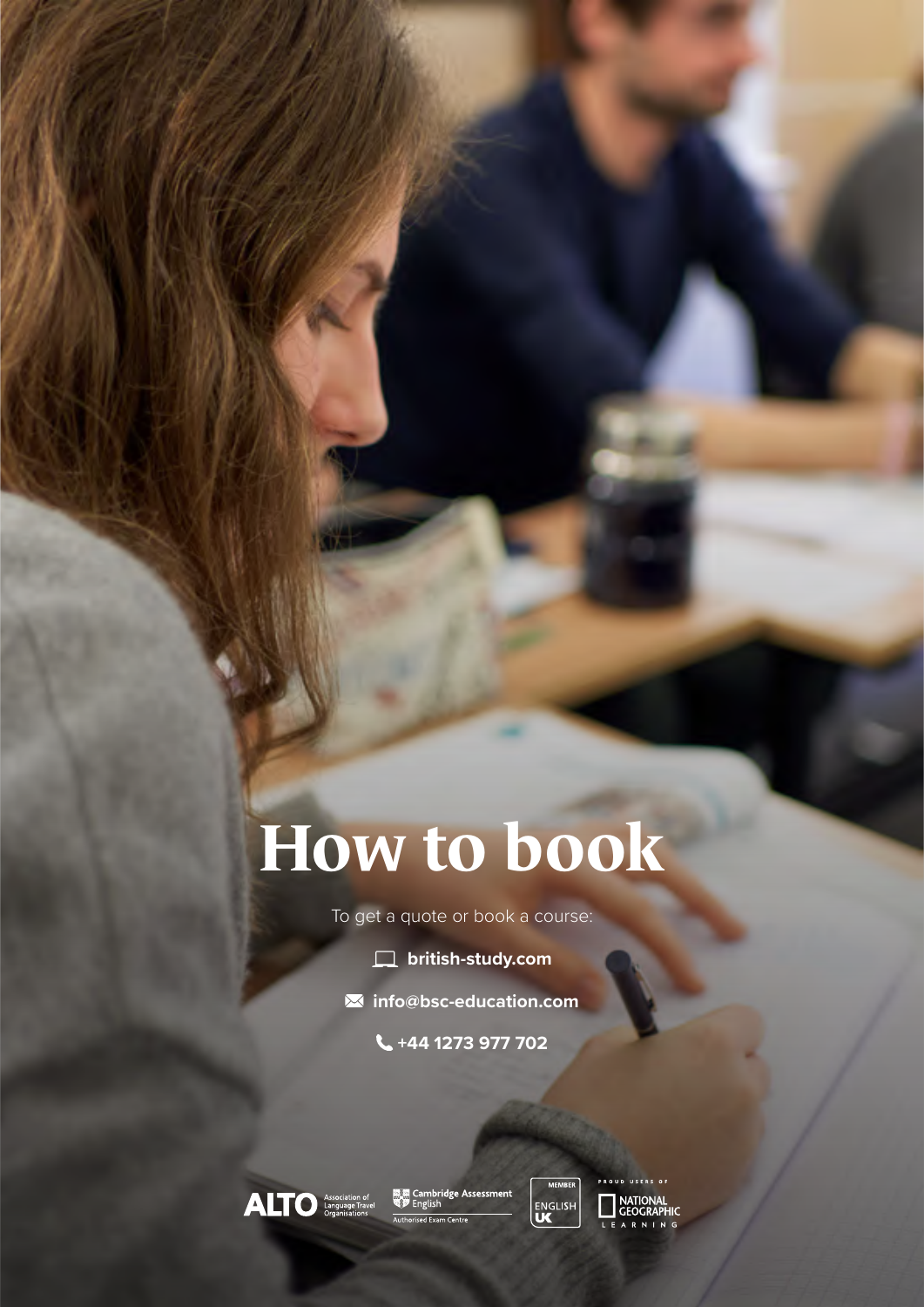# How to book

To get a quote or book a course:

**british-study.com**

**info@bsc-education.com**

**+44 1273 977 702**

ALTO Association of Language Travel Organisations

Cambridge Assessment English Authorised Exam Centre

MEMBER ENGLISH UK

PROUD USERS OF NATIONAL GEOGRAPHIC LEARNING